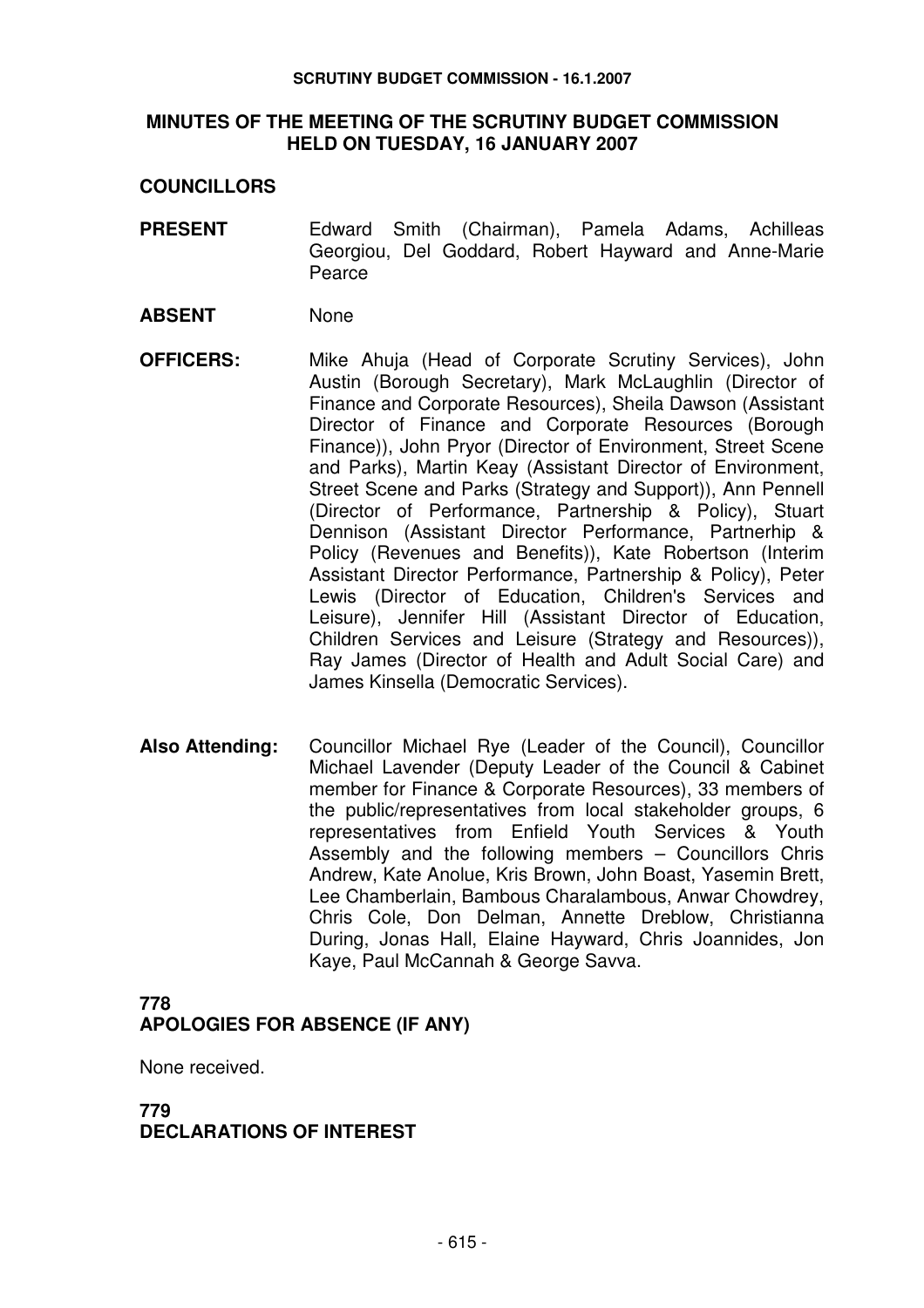# MINUTES OF THE MEETING OF THE SCRUTINY BUDGET COMMISSION HELD ON TUESDAY, 16 JANUARY 2007

**COUNCILLORS**

**PRESENT** Edward Smith (Chairman), Pamela Adams, Achilleas Georgiou, Del Goddard, Robert Hayward and Anne-Marie Pearce

**ABSENT** None

**OFFICERS:** Mike Ahuja (Head of Corporate Scrutiny Services), John Austin (Borough Secretary), Mark McLaughlin (Director of Finance and Corporate Resources), Sheila Dawson (Assistant Director of Finance and Corporate Resources (Borough Finance)), John Pryor (Director of Environment, Street Scene and Parks), Martin Keay (Assistant Director of Environment, Street Scene and Parks (Strategy and Support)), Ann Pennell (Director of Performance, Partnership & Policy), Stuart Dennison (Assistant Director Performance, Partnerhip & Policy (Revenues and Benefits)), Kate Robertson (Interim Assistant Director Performance, Partnership & Policy), Peter Lewis (Director of Education, Children's Services and Leisure), Jennifer Hill (Assistant Director of Education, Children Services and Leisure (Strategy and Resources)), Ray James (Director of Health and Adult Social Care) and James Kinsella (Democratic Services).

**Also Attending:** Councillor Michael Rye (Leader of the Council), Councillor Michael Lavender (Deputy Leader of the Council & Cabinet member for Finance & Corporate Resources), 33 members of the public/representatives from local stakeholder groups, 6 representatives from Enfield Youth Services & Youth Assembly and the following members – Councillors Chris Andrew, Kate Anolue, Kris Brown, John Boast, Yasemin Brett, Lee Chamberlain, Bambous Charalambous, Anwar Chowdrey, Chris Cole, Don Delman, Annette Dreblow, Christianna During, Jonas Hall, Elaine Hayward, Chris Joannides, Jon Kaye, Paul McCannah & George Savva.

## 778
## APOLOGIES FOR ABSENCE (IF ANY)

None received.

## 779
## DECLARATIONS OF INTEREST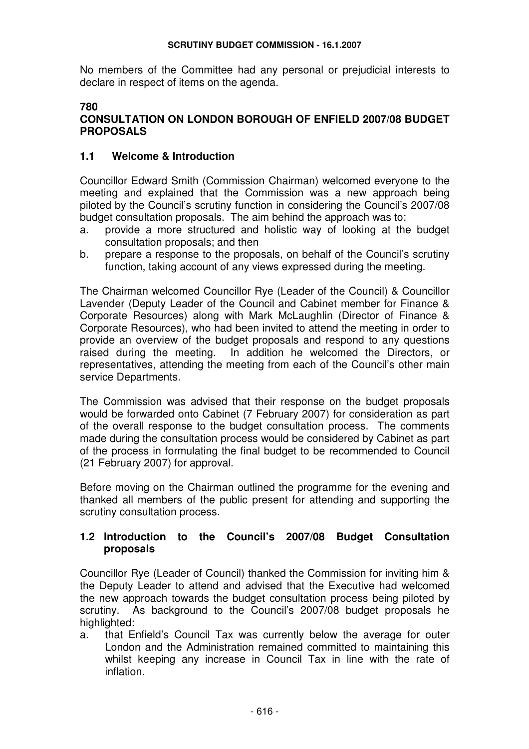No members of the Committee had any personal or prejudicial interests to declare in respect of items on the agenda.

## 780
## CONSULTATION ON LONDON BOROUGH OF ENFIELD 2007/08 BUDGET PROPOSALS

### 1.1 Welcome & Introduction

Councillor Edward Smith (Commission Chairman) welcomed everyone to the meeting and explained that the Commission was a new approach being piloted by the Council's scrutiny function in considering the Council's 2007/08 budget consultation proposals. The aim behind the approach was to:

a. provide a more structured and holistic way of looking at the budget consultation proposals; and then
b. prepare a response to the proposals, on behalf of the Council's scrutiny function, taking account of any views expressed during the meeting.

The Chairman welcomed Councillor Rye (Leader of the Council) & Councillor Lavender (Deputy Leader of the Council and Cabinet member for Finance & Corporate Resources) along with Mark McLaughlin (Director of Finance & Corporate Resources), who had been invited to attend the meeting in order to provide an overview of the budget proposals and respond to any questions raised during the meeting. In addition he welcomed the Directors, or representatives, attending the meeting from each of the Council's other main service Departments.

The Commission was advised that their response on the budget proposals would be forwarded onto Cabinet (7 February 2007) for consideration as part of the overall response to the budget consultation process. The comments made during the consultation process would be considered by Cabinet as part of the process in formulating the final budget to be recommended to Council (21 February 2007) for approval.

Before moving on the Chairman outlined the programme for the evening and thanked all members of the public present for attending and supporting the scrutiny consultation process.

### 1.2 Introduction to the Council's 2007/08 Budget Consultation proposals

Councillor Rye (Leader of Council) thanked the Commission for inviting him & the Deputy Leader to attend and advised that the Executive had welcomed the new approach towards the budget consultation process being piloted by scrutiny. As background to the Council's 2007/08 budget proposals he highlighted:

a. that Enfield's Council Tax was currently below the average for outer London and the Administration remained committed to maintaining this whilst keeping any increase in Council Tax in line with the rate of inflation.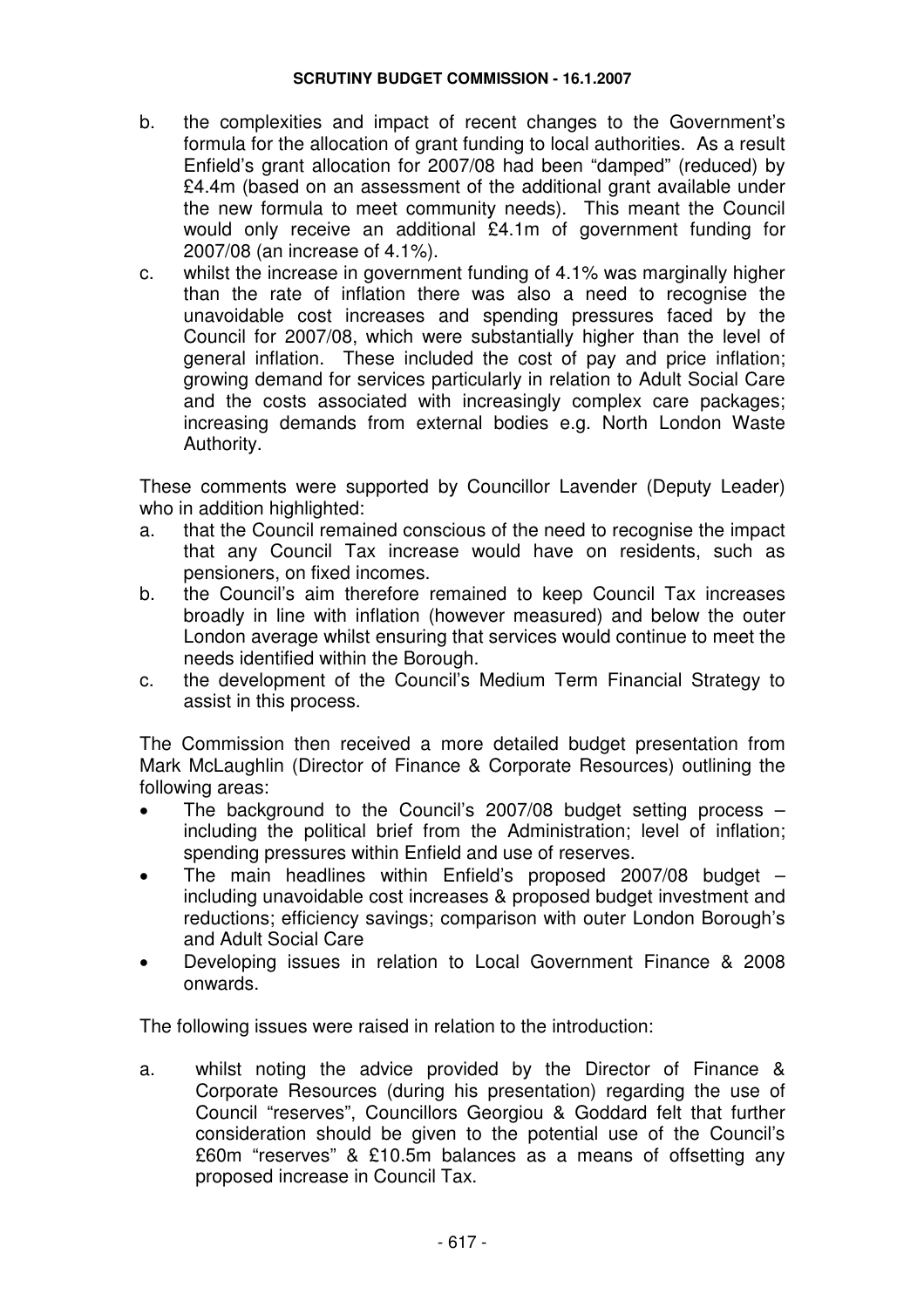b. the complexities and impact of recent changes to the Government's formula for the allocation of grant funding to local authorities. As a result Enfield's grant allocation for 2007/08 had been "damped" (reduced) by £4.4m (based on an assessment of the additional grant available under the new formula to meet community needs). This meant the Council would only receive an additional £4.1m of government funding for 2007/08 (an increase of 4.1%).

c. whilst the increase in government funding of 4.1% was marginally higher than the rate of inflation there was also a need to recognise the unavoidable cost increases and spending pressures faced by the Council for 2007/08, which were substantially higher than the level of general inflation. These included the cost of pay and price inflation; growing demand for services particularly in relation to Adult Social Care and the costs associated with increasingly complex care packages; increasing demands from external bodies e.g. North London Waste Authority.

These comments were supported by Councillor Lavender (Deputy Leader) who in addition highlighted:

a. that the Council remained conscious of the need to recognise the impact that any Council Tax increase would have on residents, such as pensioners, on fixed incomes.

b. the Council's aim therefore remained to keep Council Tax increases broadly in line with inflation (however measured) and below the outer London average whilst ensuring that services would continue to meet the needs identified within the Borough.

c. the development of the Council's Medium Term Financial Strategy to assist in this process.

The Commission then received a more detailed budget presentation from Mark McLaughlin (Director of Finance & Corporate Resources) outlining the following areas:

- The background to the Council's 2007/08 budget setting process – including the political brief from the Administration; level of inflation; spending pressures within Enfield and use of reserves.
- The main headlines within Enfield's proposed 2007/08 budget – including unavoidable cost increases & proposed budget investment and reductions; efficiency savings; comparison with outer London Borough's and Adult Social Care
- Developing issues in relation to Local Government Finance & 2008 onwards.

The following issues were raised in relation to the introduction:

a. whilst noting the advice provided by the Director of Finance & Corporate Resources (during his presentation) regarding the use of Council "reserves", Councillors Georgiou & Goddard felt that further consideration should be given to the potential use of the Council's £60m "reserves" & £10.5m balances as a means of offsetting any proposed increase in Council Tax.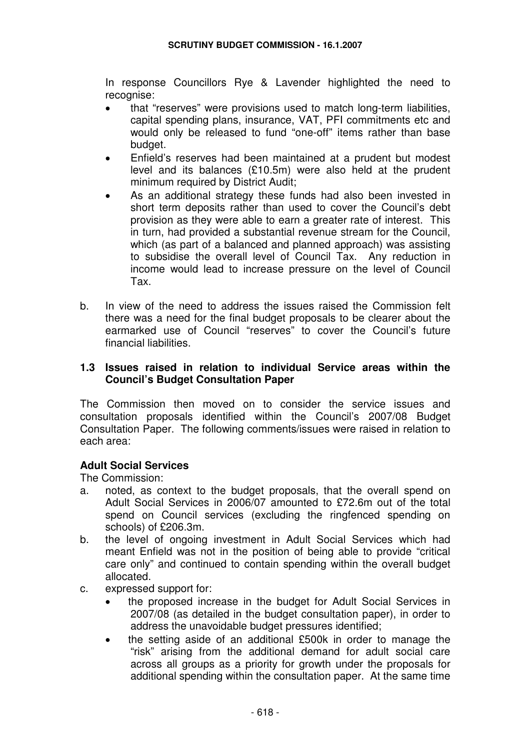In response Councillors Rye & Lavender highlighted the need to recognise:

- that "reserves" were provisions used to match long-term liabilities, capital spending plans, insurance, VAT, PFI commitments etc and would only be released to fund "one-off" items rather than base budget.
- Enfield's reserves had been maintained at a prudent but modest level and its balances (£10.5m) were also held at the prudent minimum required by District Audit;
- As an additional strategy these funds had also been invested in short term deposits rather than used to cover the Council's debt provision as they were able to earn a greater rate of interest. This in turn, had provided a substantial revenue stream for the Council, which (as part of a balanced and planned approach) was assisting to subsidise the overall level of Council Tax. Any reduction in income would lead to increase pressure on the level of Council Tax.

b. In view of the need to address the issues raised the Commission felt there was a need for the final budget proposals to be clearer about the earmarked use of Council "reserves" to cover the Council's future financial liabilities.

### 1.3 Issues raised in relation to individual Service areas within the Council's Budget Consultation Paper

The Commission then moved on to consider the service issues and consultation proposals identified within the Council's 2007/08 Budget Consultation Paper. The following comments/issues were raised in relation to each area:

**Adult Social Services**

The Commission:

a. noted, as context to the budget proposals, that the overall spend on Adult Social Services in 2006/07 amounted to £72.6m out of the total spend on Council services (excluding the ringfenced spending on schools) of £206.3m.

b. the level of ongoing investment in Adult Social Services which had meant Enfield was not in the position of being able to provide "critical care only" and continued to contain spending within the overall budget allocated.

c. expressed support for:
   - the proposed increase in the budget for Adult Social Services in 2007/08 (as detailed in the budget consultation paper), in order to address the unavoidable budget pressures identified;
   - the setting aside of an additional £500k in order to manage the "risk" arising from the additional demand for adult social care across all groups as a priority for growth under the proposals for additional spending within the consultation paper. At the same time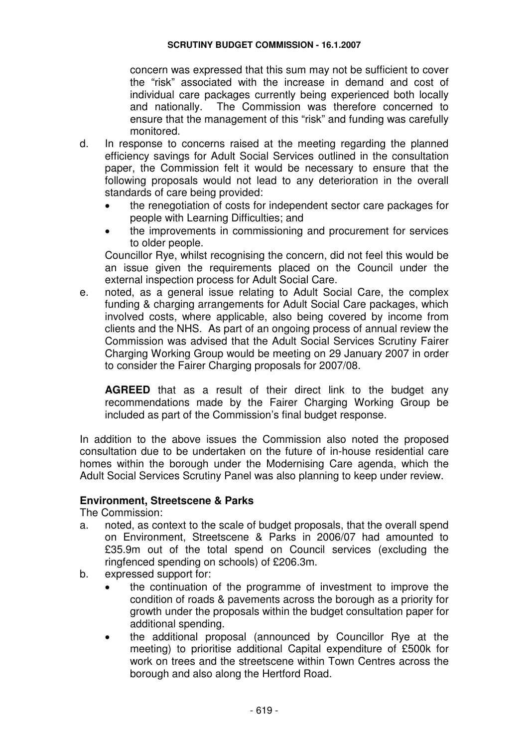concern was expressed that this sum may not be sufficient to cover the "risk" associated with the increase in demand and cost of individual care packages currently being experienced both locally and nationally. The Commission was therefore concerned to ensure that the management of this "risk" and funding was carefully monitored.

d. In response to concerns raised at the meeting regarding the planned efficiency savings for Adult Social Services outlined in the consultation paper, the Commission felt it would be necessary to ensure that the following proposals would not lead to any deterioration in the overall standards of care being provided:
   - the renegotiation of costs for independent sector care packages for people with Learning Difficulties; and
   - the improvements in commissioning and procurement for services to older people.

   Councillor Rye, whilst recognising the concern, did not feel this would be an issue given the requirements placed on the Council under the external inspection process for Adult Social Care.

e. noted, as a general issue relating to Adult Social Care, the complex funding & charging arrangements for Adult Social Care packages, which involved costs, where applicable, also being covered by income from clients and the NHS. As part of an ongoing process of annual review the Commission was advised that the Adult Social Services Scrutiny Fairer Charging Working Group would be meeting on 29 January 2007 in order to consider the Fairer Charging proposals for 2007/08.

   **AGREED** that as a result of their direct link to the budget any recommendations made by the Fairer Charging Working Group be included as part of the Commission's final budget response.

In addition to the above issues the Commission also noted the proposed consultation due to be undertaken on the future of in-house residential care homes within the borough under the Modernising Care agenda, which the Adult Social Services Scrutiny Panel was also planning to keep under review.

**Environment, Streetscene & Parks**

The Commission:

a. noted, as context to the scale of budget proposals, that the overall spend on Environment, Streetscene & Parks in 2006/07 had amounted to £35.9m out of the total spend on Council services (excluding the ringfenced spending on schools) of £206.3m.
b. expressed support for:
   - the continuation of the programme of investment to improve the condition of roads & pavements across the borough as a priority for growth under the proposals within the budget consultation paper for additional spending.
   - the additional proposal (announced by Councillor Rye at the meeting) to prioritise additional Capital expenditure of £500k for work on trees and the streetscene within Town Centres across the borough and also along the Hertford Road.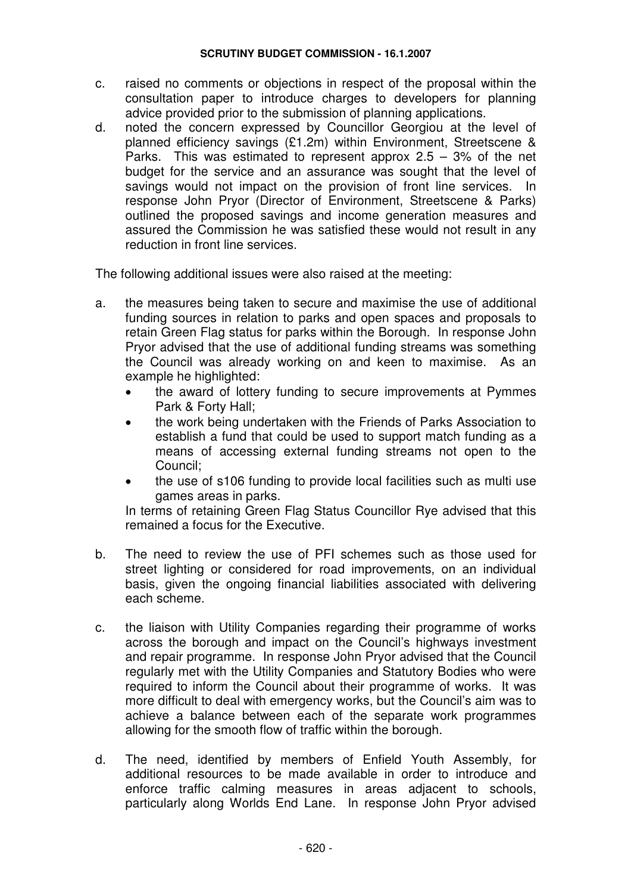c. raised no comments or objections in respect of the proposal within the consultation paper to introduce charges to developers for planning advice provided prior to the submission of planning applications.

d. noted the concern expressed by Councillor Georgiou at the level of planned efficiency savings (£1.2m) within Environment, Streetscene & Parks. This was estimated to represent approx 2.5 – 3% of the net budget for the service and an assurance was sought that the level of savings would not impact on the provision of front line services. In response John Pryor (Director of Environment, Streetscene & Parks) outlined the proposed savings and income generation measures and assured the Commission he was satisfied these would not result in any reduction in front line services.

The following additional issues were also raised at the meeting:

a. the measures being taken to secure and maximise the use of additional funding sources in relation to parks and open spaces and proposals to retain Green Flag status for parks within the Borough. In response John Pryor advised that the use of additional funding streams was something the Council was already working on and keen to maximise. As an example he highlighted:
   - the award of lottery funding to secure improvements at Pymmes Park & Forty Hall;
   - the work being undertaken with the Friends of Parks Association to establish a fund that could be used to support match funding as a means of accessing external funding streams not open to the Council;
   - the use of s106 funding to provide local facilities such as multi use games areas in parks.

   In terms of retaining Green Flag Status Councillor Rye advised that this remained a focus for the Executive.

b. The need to review the use of PFI schemes such as those used for street lighting or considered for road improvements, on an individual basis, given the ongoing financial liabilities associated with delivering each scheme.

c. the liaison with Utility Companies regarding their programme of works across the borough and impact on the Council's highways investment and repair programme. In response John Pryor advised that the Council regularly met with the Utility Companies and Statutory Bodies who were required to inform the Council about their programme of works. It was more difficult to deal with emergency works, but the Council's aim was to achieve a balance between each of the separate work programmes allowing for the smooth flow of traffic within the borough.

d. The need, identified by members of Enfield Youth Assembly, for additional resources to be made available in order to introduce and enforce traffic calming measures in areas adjacent to schools, particularly along Worlds End Lane. In response John Pryor advised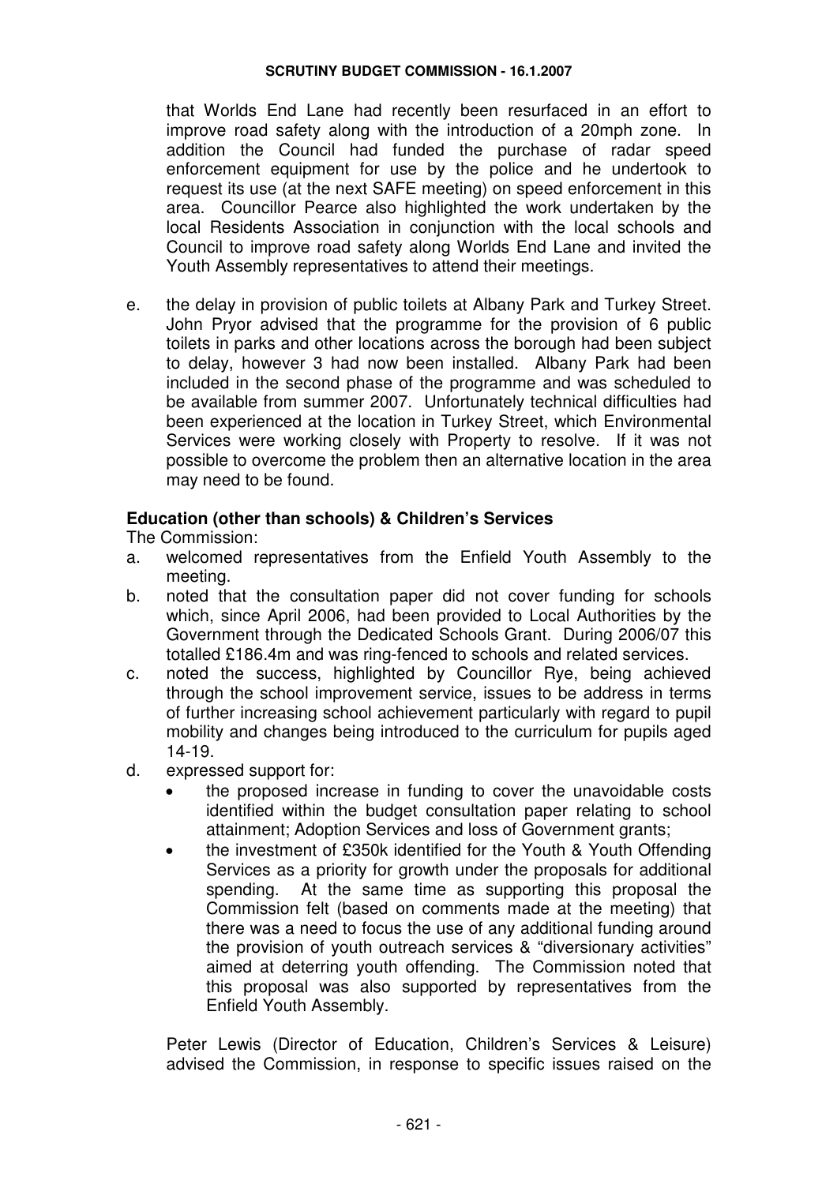that Worlds End Lane had recently been resurfaced in an effort to improve road safety along with the introduction of a 20mph zone. In addition the Council had funded the purchase of radar speed enforcement equipment for use by the police and he undertook to request its use (at the next SAFE meeting) on speed enforcement in this area. Councillor Pearce also highlighted the work undertaken by the local Residents Association in conjunction with the local schools and Council to improve road safety along Worlds End Lane and invited the Youth Assembly representatives to attend their meetings.

e. the delay in provision of public toilets at Albany Park and Turkey Street. John Pryor advised that the programme for the provision of 6 public toilets in parks and other locations across the borough had been subject to delay, however 3 had now been installed. Albany Park had been included in the second phase of the programme and was scheduled to be available from summer 2007. Unfortunately technical difficulties had been experienced at the location in Turkey Street, which Environmental Services were working closely with Property to resolve. If it was not possible to overcome the problem then an alternative location in the area may need to be found.

**Education (other than schools) & Children's Services**

The Commission:

a. welcomed representatives from the Enfield Youth Assembly to the meeting.
b. noted that the consultation paper did not cover funding for schools which, since April 2006, had been provided to Local Authorities by the Government through the Dedicated Schools Grant. During 2006/07 this totalled £186.4m and was ring-fenced to schools and related services.
c. noted the success, highlighted by Councillor Rye, being achieved through the school improvement service, issues to be address in terms of further increasing school achievement particularly with regard to pupil mobility and changes being introduced to the curriculum for pupils aged 14-19.
d. expressed support for:
   - the proposed increase in funding to cover the unavoidable costs identified within the budget consultation paper relating to school attainment; Adoption Services and loss of Government grants;
   - the investment of £350k identified for the Youth & Youth Offending Services as a priority for growth under the proposals for additional spending. At the same time as supporting this proposal the Commission felt (based on comments made at the meeting) that there was a need to focus the use of any additional funding around the provision of youth outreach services & "diversionary activities" aimed at deterring youth offending. The Commission noted that this proposal was also supported by representatives from the Enfield Youth Assembly.

Peter Lewis (Director of Education, Children's Services & Leisure) advised the Commission, in response to specific issues raised on the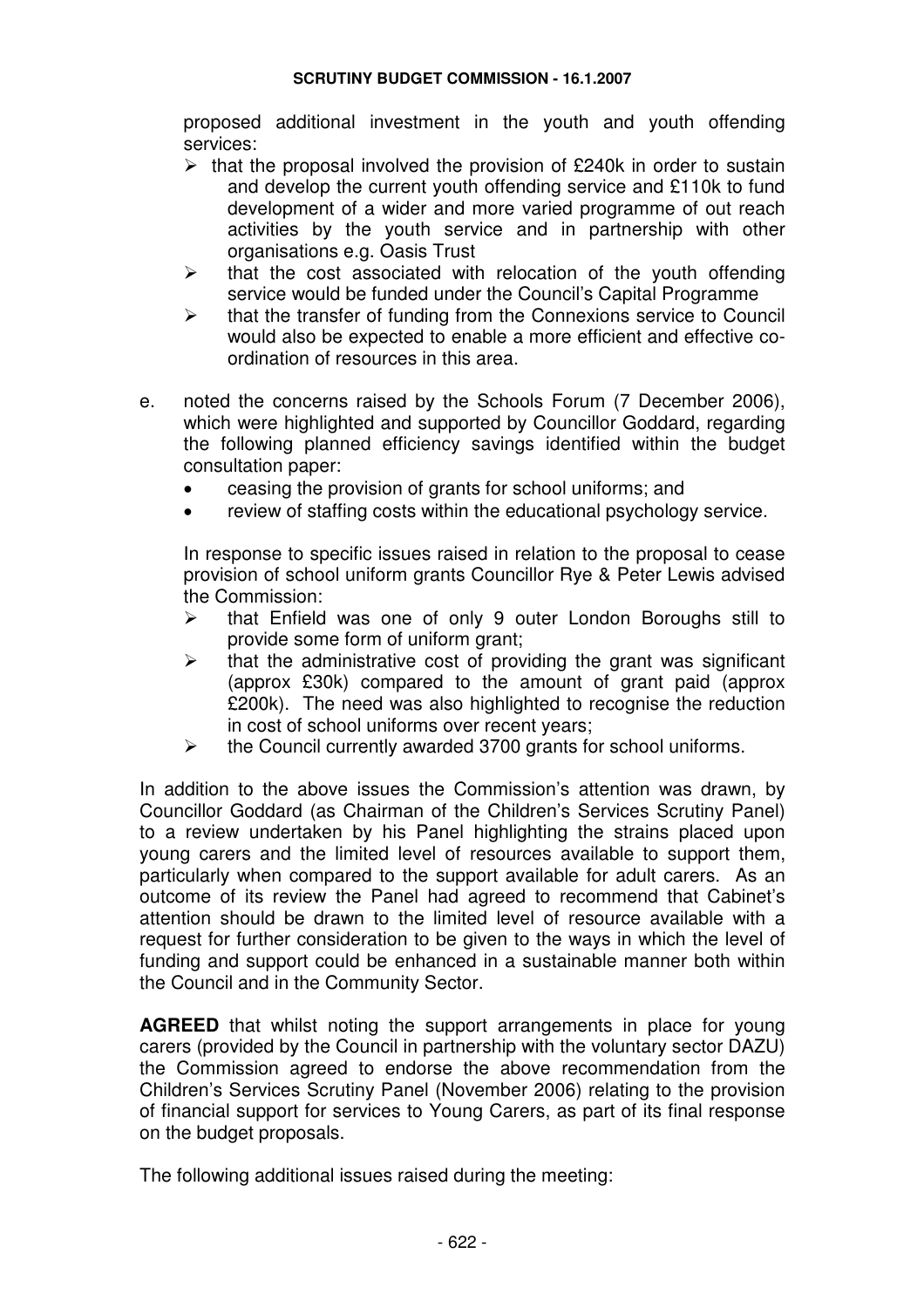proposed additional investment in the youth and youth offending services:

- that the proposal involved the provision of £240k in order to sustain and develop the current youth offending service and £110k to fund development of a wider and more varied programme of out reach activities by the youth service and in partnership with other organisations e.g. Oasis Trust
- that the cost associated with relocation of the youth offending service would be funded under the Council's Capital Programme
- that the transfer of funding from the Connexions service to Council would also be expected to enable a more efficient and effective co-ordination of resources in this area.

e. noted the concerns raised by the Schools Forum (7 December 2006), which were highlighted and supported by Councillor Goddard, regarding the following planned efficiency savings identified within the budget consultation paper:

- ceasing the provision of grants for school uniforms; and
- review of staffing costs within the educational psychology service.

In response to specific issues raised in relation to the proposal to cease provision of school uniform grants Councillor Rye & Peter Lewis advised the Commission:

- that Enfield was one of only 9 outer London Boroughs still to provide some form of uniform grant;
- that the administrative cost of providing the grant was significant (approx £30k) compared to the amount of grant paid (approx £200k). The need was also highlighted to recognise the reduction in cost of school uniforms over recent years;
- the Council currently awarded 3700 grants for school uniforms.

In addition to the above issues the Commission's attention was drawn, by Councillor Goddard (as Chairman of the Children's Services Scrutiny Panel) to a review undertaken by his Panel highlighting the strains placed upon young carers and the limited level of resources available to support them, particularly when compared to the support available for adult carers. As an outcome of its review the Panel had agreed to recommend that Cabinet's attention should be drawn to the limited level of resource available with a request for further consideration to be given to the ways in which the level of funding and support could be enhanced in a sustainable manner both within the Council and in the Community Sector.

**AGREED** that whilst noting the support arrangements in place for young carers (provided by the Council in partnership with the voluntary sector DAZU) the Commission agreed to endorse the above recommendation from the Children's Services Scrutiny Panel (November 2006) relating to the provision of financial support for services to Young Carers, as part of its final response on the budget proposals.

The following additional issues raised during the meeting: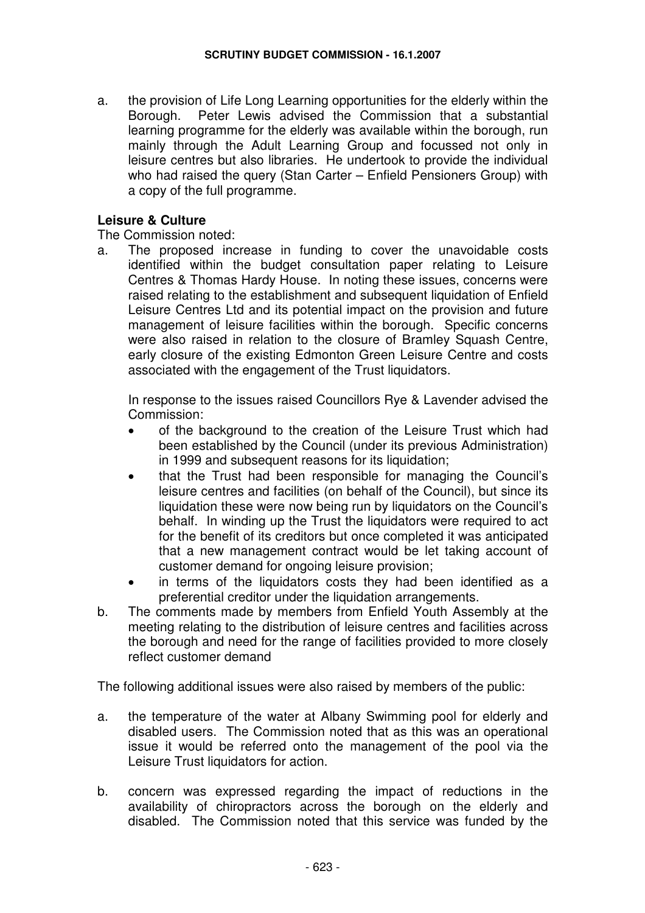a. the provision of Life Long Learning opportunities for the elderly within the Borough. Peter Lewis advised the Commission that a substantial learning programme for the elderly was available within the borough, run mainly through the Adult Learning Group and focussed not only in leisure centres but also libraries. He undertook to provide the individual who had raised the query (Stan Carter – Enfield Pensioners Group) with a copy of the full programme.

**Leisure & Culture**

The Commission noted:

a. The proposed increase in funding to cover the unavoidable costs identified within the budget consultation paper relating to Leisure Centres & Thomas Hardy House. In noting these issues, concerns were raised relating to the establishment and subsequent liquidation of Enfield Leisure Centres Ltd and its potential impact on the provision and future management of leisure facilities within the borough. Specific concerns were also raised in relation to the closure of Bramley Squash Centre, early closure of the existing Edmonton Green Leisure Centre and costs associated with the engagement of the Trust liquidators.

   In response to the issues raised Councillors Rye & Lavender advised the Commission:

   - of the background to the creation of the Leisure Trust which had been established by the Council (under its previous Administration) in 1999 and subsequent reasons for its liquidation;
   - that the Trust had been responsible for managing the Council's leisure centres and facilities (on behalf of the Council), but since its liquidation these were now being run by liquidators on the Council's behalf. In winding up the Trust the liquidators were required to act for the benefit of its creditors but once completed it was anticipated that a new management contract would be let taking account of customer demand for ongoing leisure provision;
   - in terms of the liquidators costs they had been identified as a preferential creditor under the liquidation arrangements.

b. The comments made by members from Enfield Youth Assembly at the meeting relating to the distribution of leisure centres and facilities across the borough and need for the range of facilities provided to more closely reflect customer demand

The following additional issues were also raised by members of the public:

a. the temperature of the water at Albany Swimming pool for elderly and disabled users. The Commission noted that as this was an operational issue it would be referred onto the management of the pool via the Leisure Trust liquidators for action.

b. concern was expressed regarding the impact of reductions in the availability of chiropractors across the borough on the elderly and disabled. The Commission noted that this service was funded by the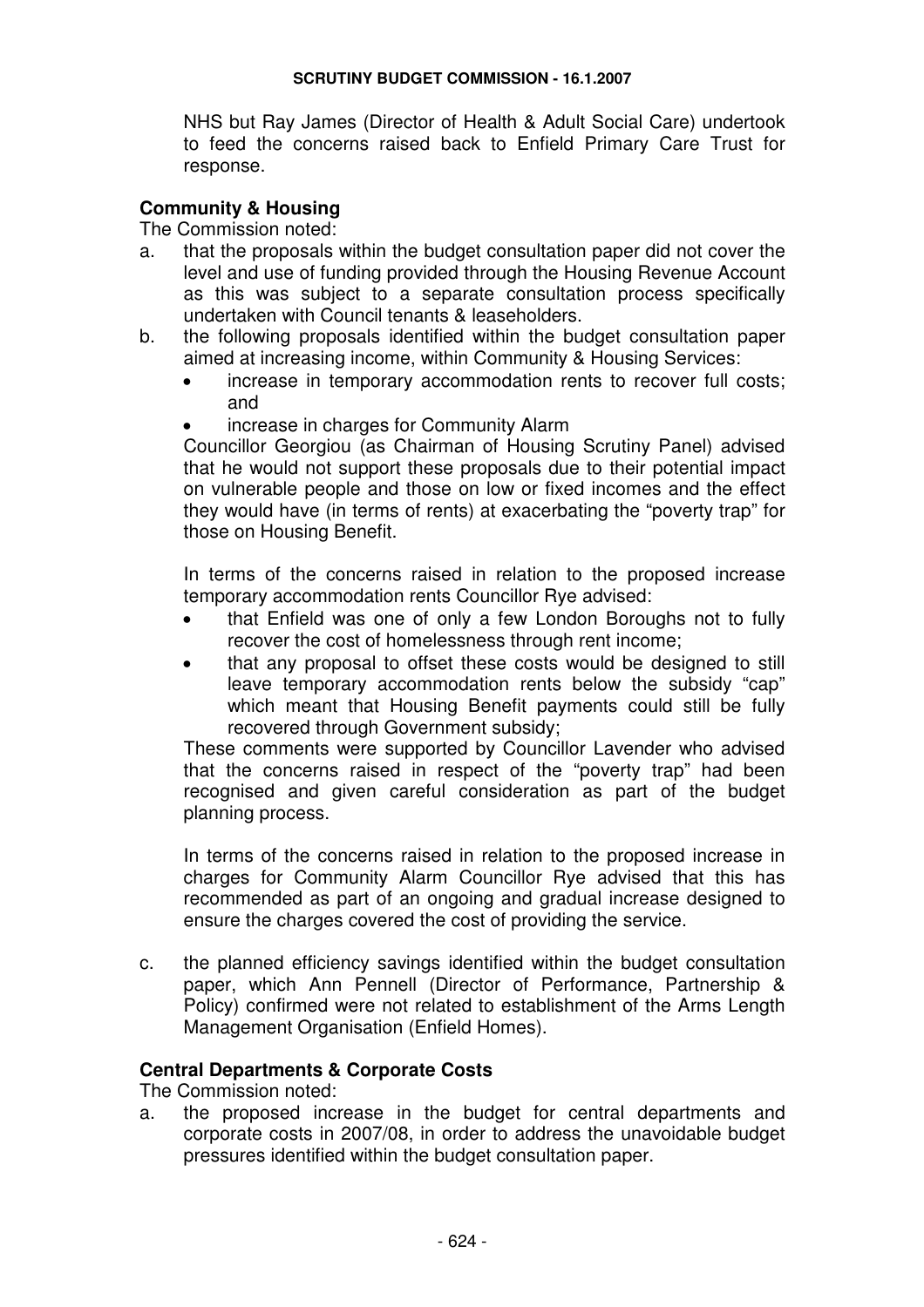NHS but Ray James (Director of Health & Adult Social Care) undertook to feed the concerns raised back to Enfield Primary Care Trust for response.

**Community & Housing**

The Commission noted:

a. that the proposals within the budget consultation paper did not cover the level and use of funding provided through the Housing Revenue Account as this was subject to a separate consultation process specifically undertaken with Council tenants & leaseholders.

b. the following proposals identified within the budget consultation paper aimed at increasing income, within Community & Housing Services:

   - increase in temporary accommodation rents to recover full costs; and
   - increase in charges for Community Alarm

   Councillor Georgiou (as Chairman of Housing Scrutiny Panel) advised that he would not support these proposals due to their potential impact on vulnerable people and those on low or fixed incomes and the effect they would have (in terms of rents) at exacerbating the "poverty trap" for those on Housing Benefit.

   In terms of the concerns raised in relation to the proposed increase temporary accommodation rents Councillor Rye advised:

   - that Enfield was one of only a few London Boroughs not to fully recover the cost of homelessness through rent income;
   - that any proposal to offset these costs would be designed to still leave temporary accommodation rents below the subsidy "cap" which meant that Housing Benefit payments could still be fully recovered through Government subsidy;

   These comments were supported by Councillor Lavender who advised that the concerns raised in respect of the "poverty trap" had been recognised and given careful consideration as part of the budget planning process.

   In terms of the concerns raised in relation to the proposed increase in charges for Community Alarm Councillor Rye advised that this has recommended as part of an ongoing and gradual increase designed to ensure the charges covered the cost of providing the service.

c. the planned efficiency savings identified within the budget consultation paper, which Ann Pennell (Director of Performance, Partnership & Policy) confirmed were not related to establishment of the Arms Length Management Organisation (Enfield Homes).

**Central Departments & Corporate Costs**

The Commission noted:

a. the proposed increase in the budget for central departments and corporate costs in 2007/08, in order to address the unavoidable budget pressures identified within the budget consultation paper.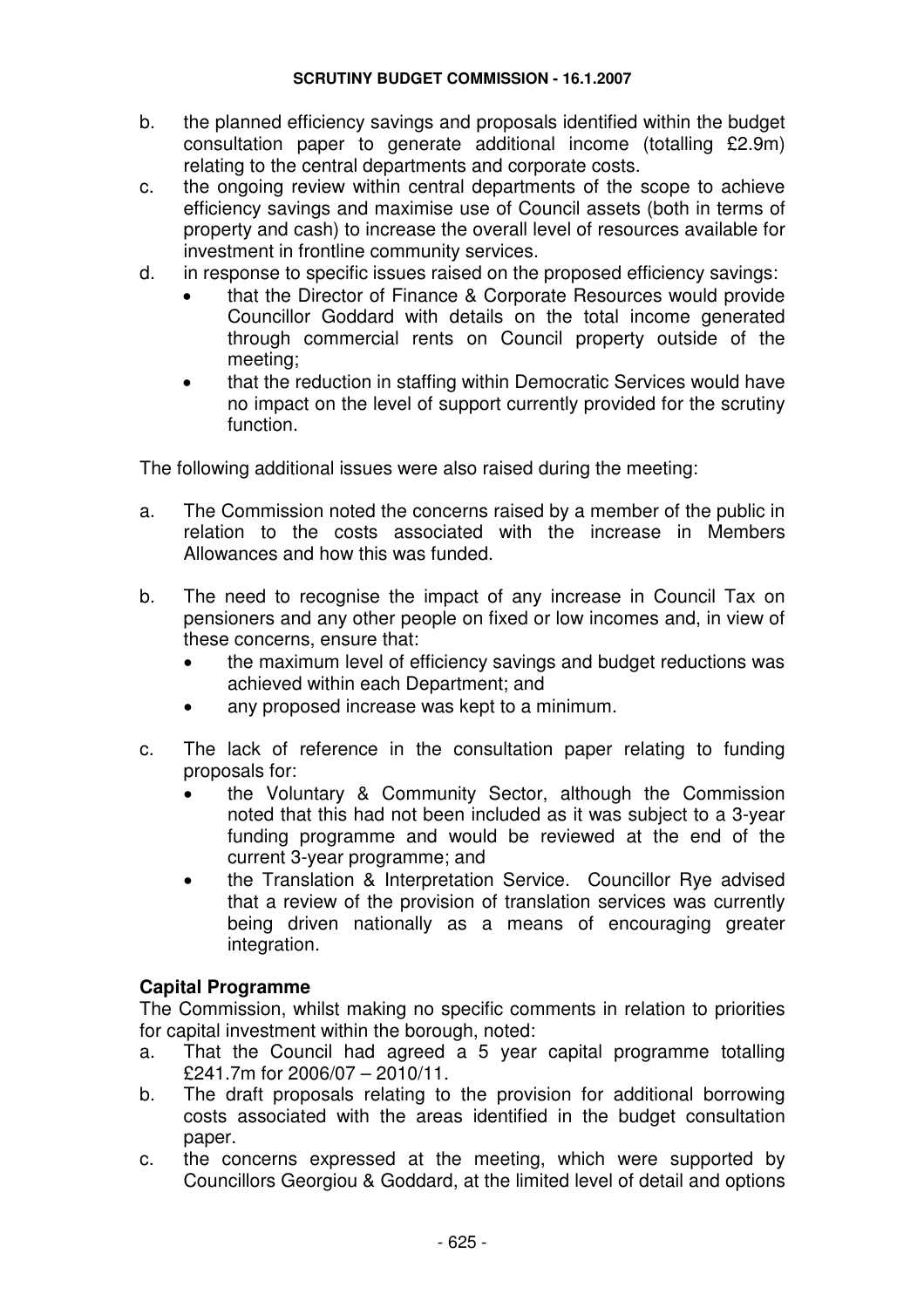b. the planned efficiency savings and proposals identified within the budget consultation paper to generate additional income (totalling £2.9m) relating to the central departments and corporate costs.

c. the ongoing review within central departments of the scope to achieve efficiency savings and maximise use of Council assets (both in terms of property and cash) to increase the overall level of resources available for investment in frontline community services.

d. in response to specific issues raised on the proposed efficiency savings:
   - that the Director of Finance & Corporate Resources would provide Councillor Goddard with details on the total income generated through commercial rents on Council property outside of the meeting;
   - that the reduction in staffing within Democratic Services would have no impact on the level of support currently provided for the scrutiny function.

The following additional issues were also raised during the meeting:

a. The Commission noted the concerns raised by a member of the public in relation to the costs associated with the increase in Members Allowances and how this was funded.

b. The need to recognise the impact of any increase in Council Tax on pensioners and any other people on fixed or low incomes and, in view of these concerns, ensure that:
   - the maximum level of efficiency savings and budget reductions was achieved within each Department; and
   - any proposed increase was kept to a minimum.

c. The lack of reference in the consultation paper relating to funding proposals for:
   - the Voluntary & Community Sector, although the Commission noted that this had not been included as it was subject to a 3-year funding programme and would be reviewed at the end of the current 3-year programme; and
   - the Translation & Interpretation Service. Councillor Rye advised that a review of the provision of translation services was currently being driven nationally as a means of encouraging greater integration.

**Capital Programme**

The Commission, whilst making no specific comments in relation to priorities for capital investment within the borough, noted:

a. That the Council had agreed a 5 year capital programme totalling £241.7m for 2006/07 – 2010/11.

b. The draft proposals relating to the provision for additional borrowing costs associated with the areas identified in the budget consultation paper.

c. the concerns expressed at the meeting, which were supported by Councillors Georgiou & Goddard, at the limited level of detail and options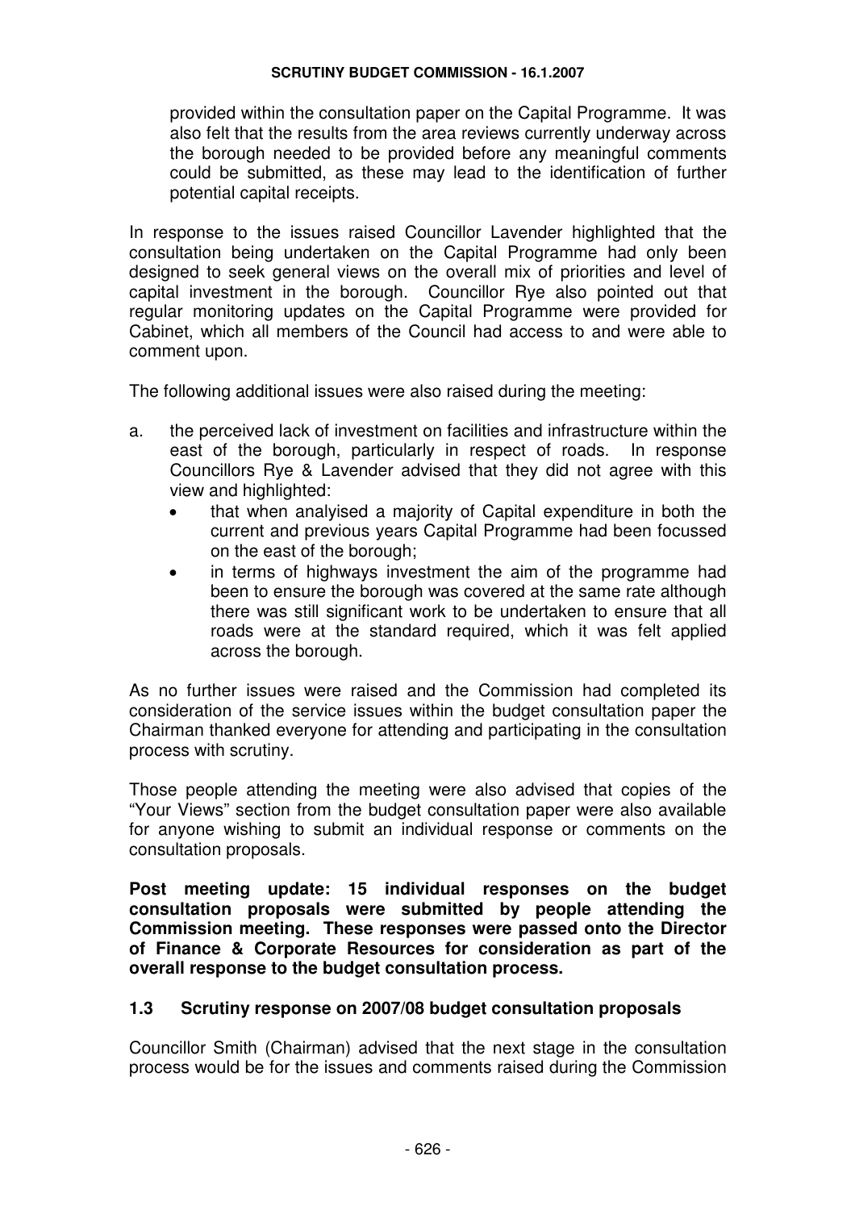provided within the consultation paper on the Capital Programme. It was also felt that the results from the area reviews currently underway across the borough needed to be provided before any meaningful comments could be submitted, as these may lead to the identification of further potential capital receipts.

In response to the issues raised Councillor Lavender highlighted that the consultation being undertaken on the Capital Programme had only been designed to seek general views on the overall mix of priorities and level of capital investment in the borough. Councillor Rye also pointed out that regular monitoring updates on the Capital Programme were provided for Cabinet, which all members of the Council had access to and were able to comment upon.

The following additional issues were also raised during the meeting:

a. the perceived lack of investment on facilities and infrastructure within the east of the borough, particularly in respect of roads. In response Councillors Rye & Lavender advised that they did not agree with this view and highlighted:
   - that when analyised a majority of Capital expenditure in both the current and previous years Capital Programme had been focussed on the east of the borough;
   - in terms of highways investment the aim of the programme had been to ensure the borough was covered at the same rate although there was still significant work to be undertaken to ensure that all roads were at the standard required, which it was felt applied across the borough.

As no further issues were raised and the Commission had completed its consideration of the service issues within the budget consultation paper the Chairman thanked everyone for attending and participating in the consultation process with scrutiny.

Those people attending the meeting were also advised that copies of the "Your Views" section from the budget consultation paper were also available for anyone wishing to submit an individual response or comments on the consultation proposals.

**Post meeting update: 15 individual responses on the budget consultation proposals were submitted by people attending the Commission meeting. These responses were passed onto the Director of Finance & Corporate Resources for consideration as part of the overall response to the budget consultation process.**

### 1.3 Scrutiny response on 2007/08 budget consultation proposals

Councillor Smith (Chairman) advised that the next stage in the consultation process would be for the issues and comments raised during the Commission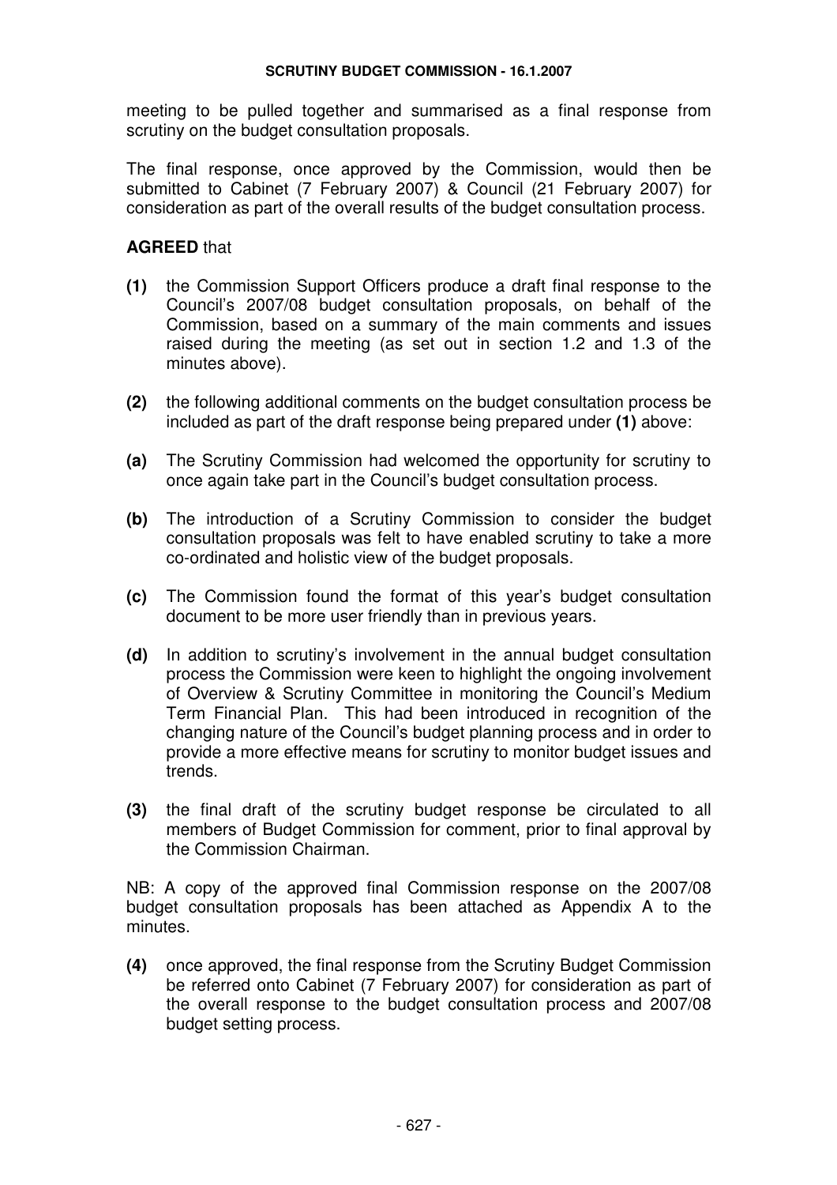meeting to be pulled together and summarised as a final response from scrutiny on the budget consultation proposals.

The final response, once approved by the Commission, would then be submitted to Cabinet (7 February 2007) & Council (21 February 2007) for consideration as part of the overall results of the budget consultation process.

**AGREED** that

**(1)** the Commission Support Officers produce a draft final response to the Council's 2007/08 budget consultation proposals, on behalf of the Commission, based on a summary of the main comments and issues raised during the meeting (as set out in section 1.2 and 1.3 of the minutes above).

**(2)** the following additional comments on the budget consultation process be included as part of the draft response being prepared under **(1)** above:

**(a)** The Scrutiny Commission had welcomed the opportunity for scrutiny to once again take part in the Council's budget consultation process.

**(b)** The introduction of a Scrutiny Commission to consider the budget consultation proposals was felt to have enabled scrutiny to take a more co-ordinated and holistic view of the budget proposals.

**(c)** The Commission found the format of this year's budget consultation document to be more user friendly than in previous years.

**(d)** In addition to scrutiny's involvement in the annual budget consultation process the Commission were keen to highlight the ongoing involvement of Overview & Scrutiny Committee in monitoring the Council's Medium Term Financial Plan. This had been introduced in recognition of the changing nature of the Council's budget planning process and in order to provide a more effective means for scrutiny to monitor budget issues and trends.

**(3)** the final draft of the scrutiny budget response be circulated to all members of Budget Commission for comment, prior to final approval by the Commission Chairman.

NB: A copy of the approved final Commission response on the 2007/08 budget consultation proposals has been attached as Appendix A to the minutes.

**(4)** once approved, the final response from the Scrutiny Budget Commission be referred onto Cabinet (7 February 2007) for consideration as part of the overall response to the budget consultation process and 2007/08 budget setting process.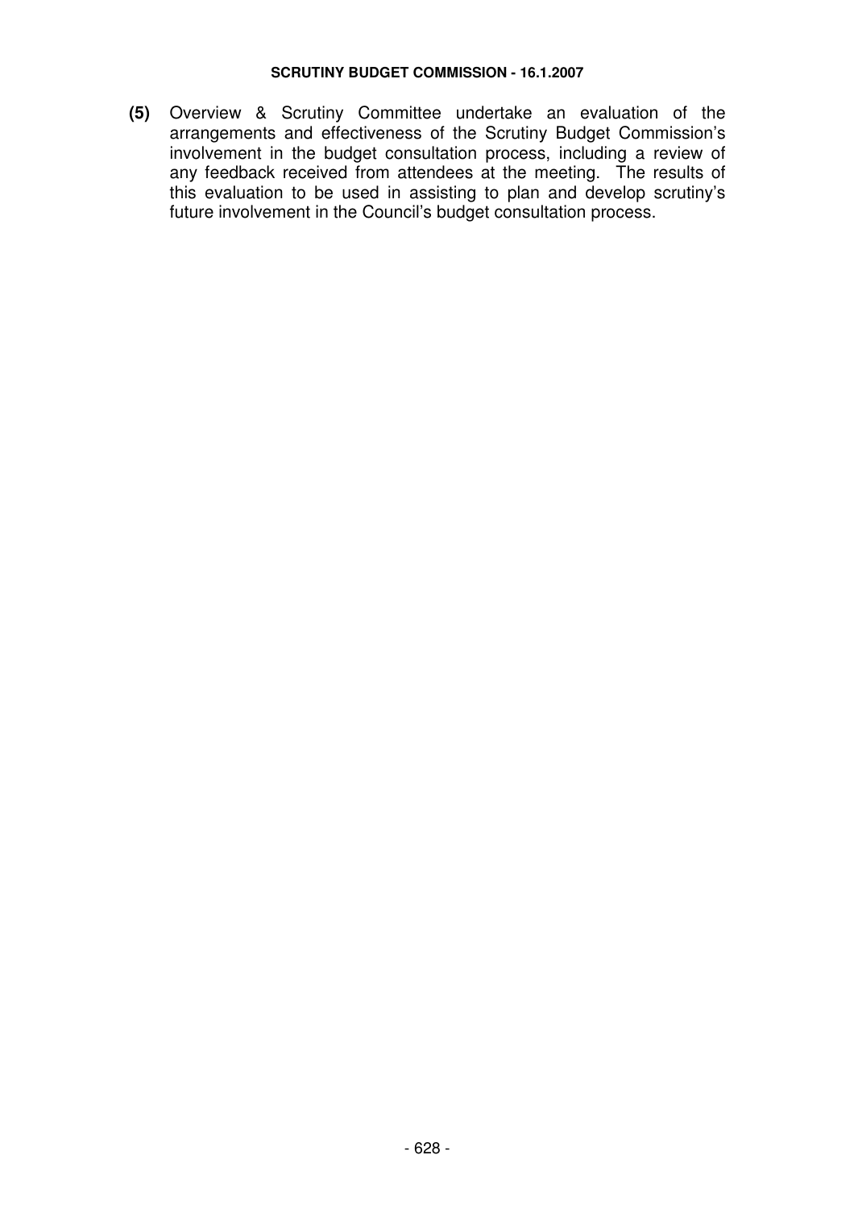**(5)** Overview & Scrutiny Committee undertake an evaluation of the arrangements and effectiveness of the Scrutiny Budget Commission's involvement in the budget consultation process, including a review of any feedback received from attendees at the meeting. The results of this evaluation to be used in assisting to plan and develop scrutiny's future involvement in the Council's budget consultation process.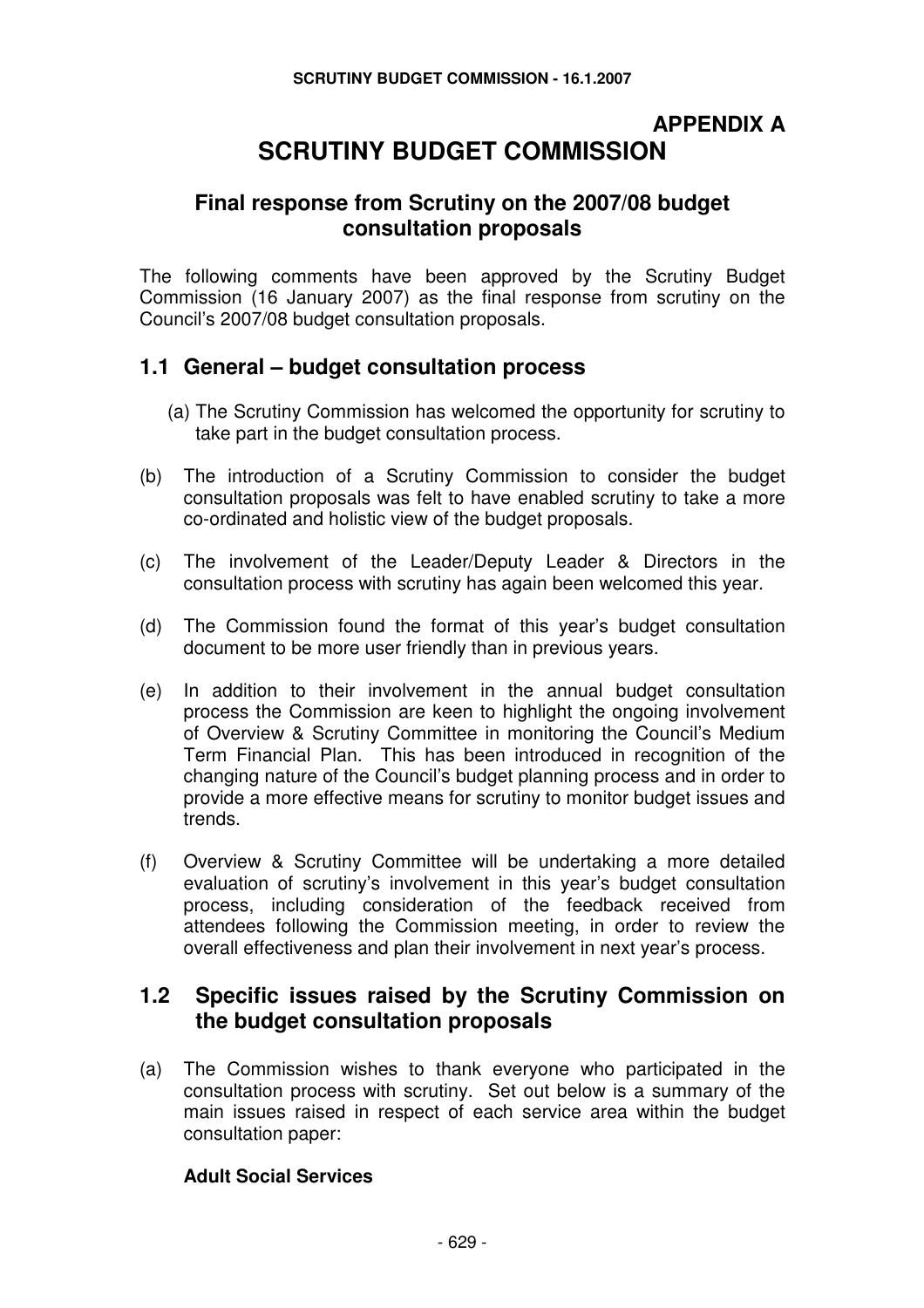**APPENDIX A**

# SCRUTINY BUDGET COMMISSION

## Final response from Scrutiny on the 2007/08 budget consultation proposals

The following comments have been approved by the Scrutiny Budget Commission (16 January 2007) as the final response from scrutiny on the Council's 2007/08 budget consultation proposals.

## 1.1 General – budget consultation process

(a) The Scrutiny Commission has welcomed the opportunity for scrutiny to take part in the budget consultation process.

(b) The introduction of a Scrutiny Commission to consider the budget consultation proposals was felt to have enabled scrutiny to take a more co-ordinated and holistic view of the budget proposals.

(c) The involvement of the Leader/Deputy Leader & Directors in the consultation process with scrutiny has again been welcomed this year.

(d) The Commission found the format of this year's budget consultation document to be more user friendly than in previous years.

(e) In addition to their involvement in the annual budget consultation process the Commission are keen to highlight the ongoing involvement of Overview & Scrutiny Committee in monitoring the Council's Medium Term Financial Plan. This has been introduced in recognition of the changing nature of the Council's budget planning process and in order to provide a more effective means for scrutiny to monitor budget issues and trends.

(f) Overview & Scrutiny Committee will be undertaking a more detailed evaluation of scrutiny's involvement in this year's budget consultation process, including consideration of the feedback received from attendees following the Commission meeting, in order to review the overall effectiveness and plan their involvement in next year's process.

## 1.2 Specific issues raised by the Scrutiny Commission on the budget consultation proposals

(a) The Commission wishes to thank everyone who participated in the consultation process with scrutiny. Set out below is a summary of the main issues raised in respect of each service area within the budget consultation paper:

**Adult Social Services**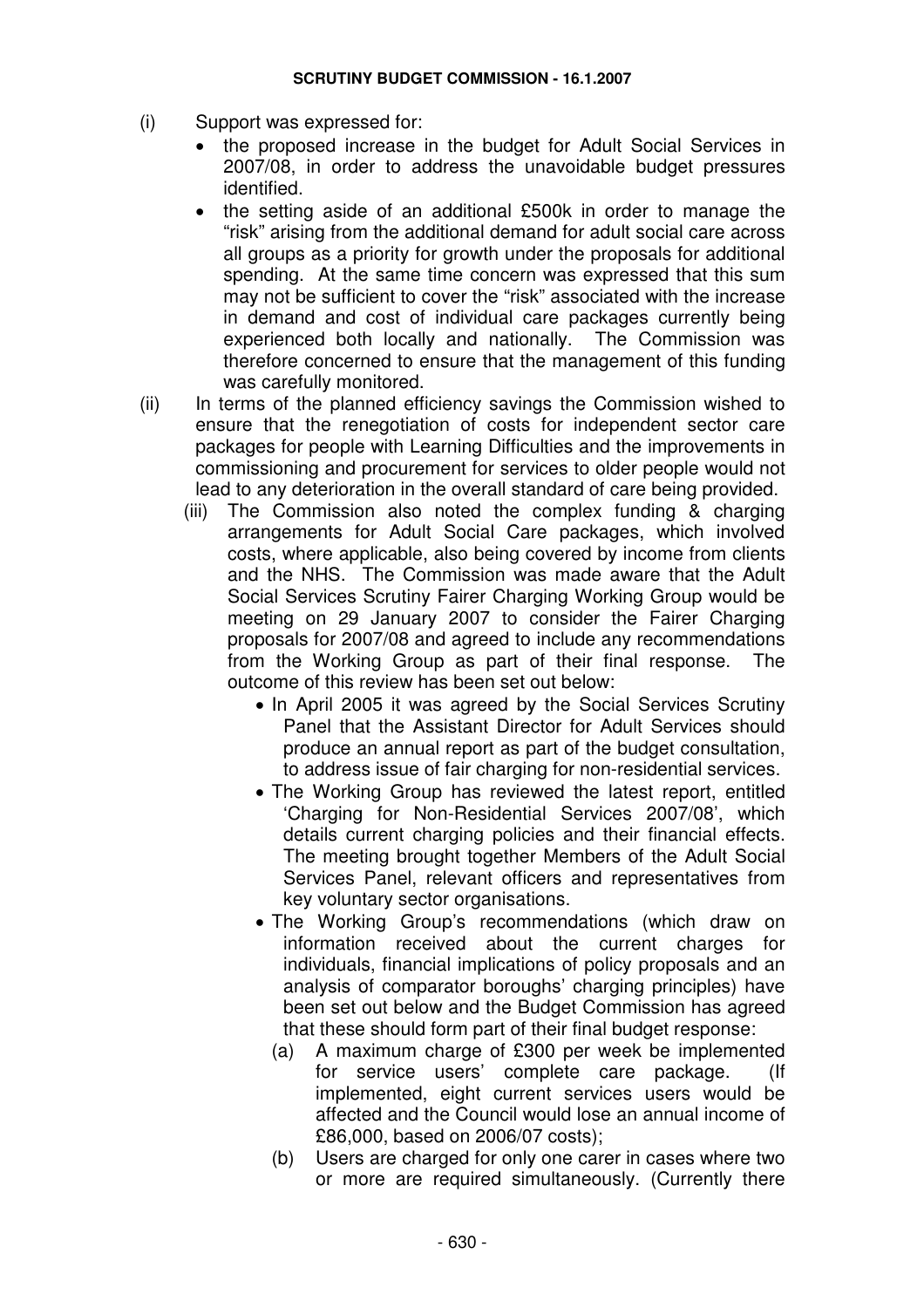(i) Support was expressed for:

- the proposed increase in the budget for Adult Social Services in 2007/08, in order to address the unavoidable budget pressures identified.
- the setting aside of an additional £500k in order to manage the "risk" arising from the additional demand for adult social care across all groups as a priority for growth under the proposals for additional spending. At the same time concern was expressed that this sum may not be sufficient to cover the "risk" associated with the increase in demand and cost of individual care packages currently being experienced both locally and nationally. The Commission was therefore concerned to ensure that the management of this funding was carefully monitored.

(ii) In terms of the planned efficiency savings the Commission wished to ensure that the renegotiation of costs for independent sector care packages for people with Learning Difficulties and the improvements in commissioning and procurement for services to older people would not lead to any deterioration in the overall standard of care being provided.

(iii) The Commission also noted the complex funding & charging arrangements for Adult Social Care packages, which involved costs, where applicable, also being covered by income from clients and the NHS. The Commission was made aware that the Adult Social Services Scrutiny Fairer Charging Working Group would be meeting on 29 January 2007 to consider the Fairer Charging proposals for 2007/08 and agreed to include any recommendations from the Working Group as part of their final response. The outcome of this review has been set out below:

- In April 2005 it was agreed by the Social Services Scrutiny Panel that the Assistant Director for Adult Services should produce an annual report as part of the budget consultation, to address issue of fair charging for non-residential services.
- The Working Group has reviewed the latest report, entitled 'Charging for Non-Residential Services 2007/08', which details current charging policies and their financial effects. The meeting brought together Members of the Adult Social Services Panel, relevant officers and representatives from key voluntary sector organisations.
- The Working Group's recommendations (which draw on information received about the current charges for individuals, financial implications of policy proposals and an analysis of comparator boroughs' charging principles) have been set out below and the Budget Commission has agreed that these should form part of their final budget response:
  - (a) A maximum charge of £300 per week be implemented for service users' complete care package. (If implemented, eight current services users would be affected and the Council would lose an annual income of £86,000, based on 2006/07 costs);
  - (b) Users are charged for only one carer in cases where two or more are required simultaneously. (Currently there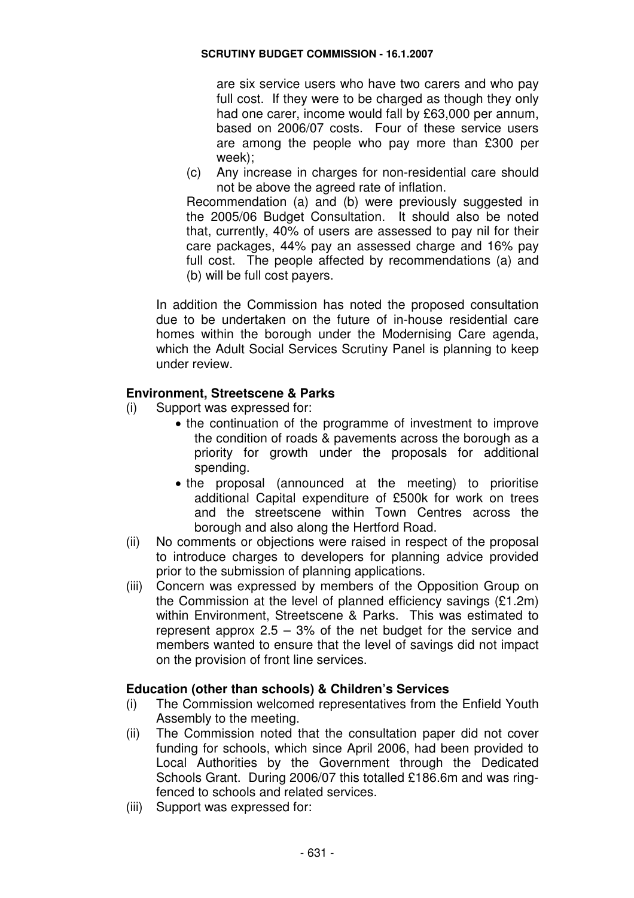are six service users who have two carers and who pay full cost. If they were to be charged as though they only had one carer, income would fall by £63,000 per annum, based on 2006/07 costs. Four of these service users are among the people who pay more than £300 per week);

(c) Any increase in charges for non-residential care should not be above the agreed rate of inflation.

Recommendation (a) and (b) were previously suggested in the 2005/06 Budget Consultation. It should also be noted that, currently, 40% of users are assessed to pay nil for their care packages, 44% pay an assessed charge and 16% pay full cost. The people affected by recommendations (a) and (b) will be full cost payers.

In addition the Commission has noted the proposed consultation due to be undertaken on the future of in-house residential care homes within the borough under the Modernising Care agenda, which the Adult Social Services Scrutiny Panel is planning to keep under review.

**Environment, Streetscene & Parks**

(i) Support was expressed for:
- the continuation of the programme of investment to improve the condition of roads & pavements across the borough as a priority for growth under the proposals for additional spending.
- the proposal (announced at the meeting) to prioritise additional Capital expenditure of £500k for work on trees and the streetscene within Town Centres across the borough and also along the Hertford Road.

(ii) No comments or objections were raised in respect of the proposal to introduce charges to developers for planning advice provided prior to the submission of planning applications.

(iii) Concern was expressed by members of the Opposition Group on the Commission at the level of planned efficiency savings (£1.2m) within Environment, Streetscene & Parks. This was estimated to represent approx 2.5 – 3% of the net budget for the service and members wanted to ensure that the level of savings did not impact on the provision of front line services.

**Education (other than schools) & Children's Services**

(i) The Commission welcomed representatives from the Enfield Youth Assembly to the meeting.

(ii) The Commission noted that the consultation paper did not cover funding for schools, which since April 2006, had been provided to Local Authorities by the Government through the Dedicated Schools Grant. During 2006/07 this totalled £186.6m and was ring-fenced to schools and related services.

(iii) Support was expressed for: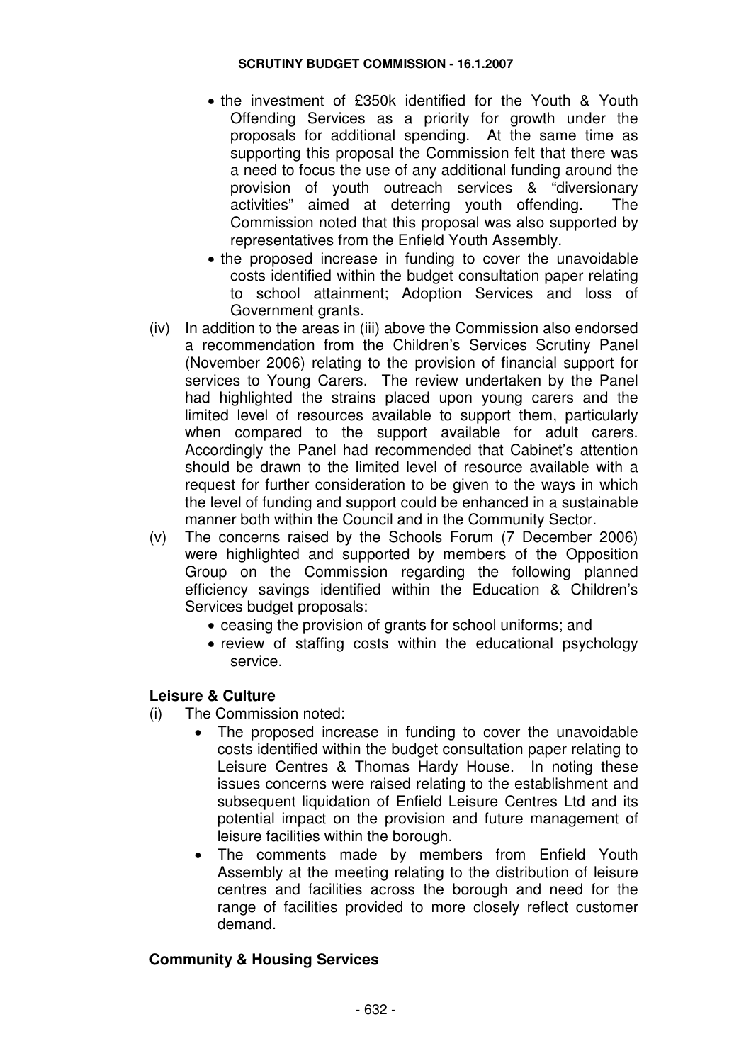- the investment of £350k identified for the Youth & Youth Offending Services as a priority for growth under the proposals for additional spending. At the same time as supporting this proposal the Commission felt that there was a need to focus the use of any additional funding around the provision of youth outreach services & "diversionary activities" aimed at deterring youth offending. The Commission noted that this proposal was also supported by representatives from the Enfield Youth Assembly.
- the proposed increase in funding to cover the unavoidable costs identified within the budget consultation paper relating to school attainment; Adoption Services and loss of Government grants.

(iv) In addition to the areas in (iii) above the Commission also endorsed a recommendation from the Children's Services Scrutiny Panel (November 2006) relating to the provision of financial support for services to Young Carers. The review undertaken by the Panel had highlighted the strains placed upon young carers and the limited level of resources available to support them, particularly when compared to the support available for adult carers. Accordingly the Panel had recommended that Cabinet's attention should be drawn to the limited level of resource available with a request for further consideration to be given to the ways in which the level of funding and support could be enhanced in a sustainable manner both within the Council and in the Community Sector.

(v) The concerns raised by the Schools Forum (7 December 2006) were highlighted and supported by members of the Opposition Group on the Commission regarding the following planned efficiency savings identified within the Education & Children's Services budget proposals:

- ceasing the provision of grants for school uniforms; and
- review of staffing costs within the educational psychology service.

**Leisure & Culture**

(i) The Commission noted:

- The proposed increase in funding to cover the unavoidable costs identified within the budget consultation paper relating to Leisure Centres & Thomas Hardy House. In noting these issues concerns were raised relating to the establishment and subsequent liquidation of Enfield Leisure Centres Ltd and its potential impact on the provision and future management of leisure facilities within the borough.
- The comments made by members from Enfield Youth Assembly at the meeting relating to the distribution of leisure centres and facilities across the borough and need for the range of facilities provided to more closely reflect customer demand.

**Community & Housing Services**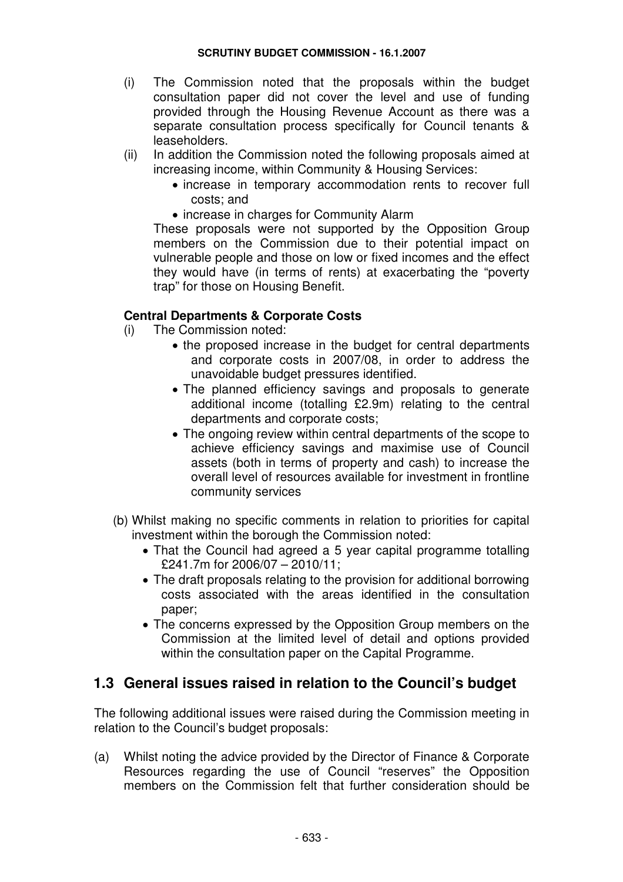(i) The Commission noted that the proposals within the budget consultation paper did not cover the level and use of funding provided through the Housing Revenue Account as there was a separate consultation process specifically for Council tenants & leaseholders.

(ii) In addition the Commission noted the following proposals aimed at increasing income, within Community & Housing Services:
- increase in temporary accommodation rents to recover full costs; and
- increase in charges for Community Alarm

These proposals were not supported by the Opposition Group members on the Commission due to their potential impact on vulnerable people and those on low or fixed incomes and the effect they would have (in terms of rents) at exacerbating the "poverty trap" for those on Housing Benefit.

**Central Departments & Corporate Costs**

(i) The Commission noted:
- the proposed increase in the budget for central departments and corporate costs in 2007/08, in order to address the unavoidable budget pressures identified.
- The planned efficiency savings and proposals to generate additional income (totalling £2.9m) relating to the central departments and corporate costs;
- The ongoing review within central departments of the scope to achieve efficiency savings and maximise use of Council assets (both in terms of property and cash) to increase the overall level of resources available for investment in frontline community services

(b) Whilst making no specific comments in relation to priorities for capital investment within the borough the Commission noted:
- That the Council had agreed a 5 year capital programme totalling £241.7m for 2006/07 – 2010/11;
- The draft proposals relating to the provision for additional borrowing costs associated with the areas identified in the consultation paper;
- The concerns expressed by the Opposition Group members on the Commission at the limited level of detail and options provided within the consultation paper on the Capital Programme.

## 1.3 General issues raised in relation to the Council's budget

The following additional issues were raised during the Commission meeting in relation to the Council's budget proposals:

(a) Whilst noting the advice provided by the Director of Finance & Corporate Resources regarding the use of Council "reserves" the Opposition members on the Commission felt that further consideration should be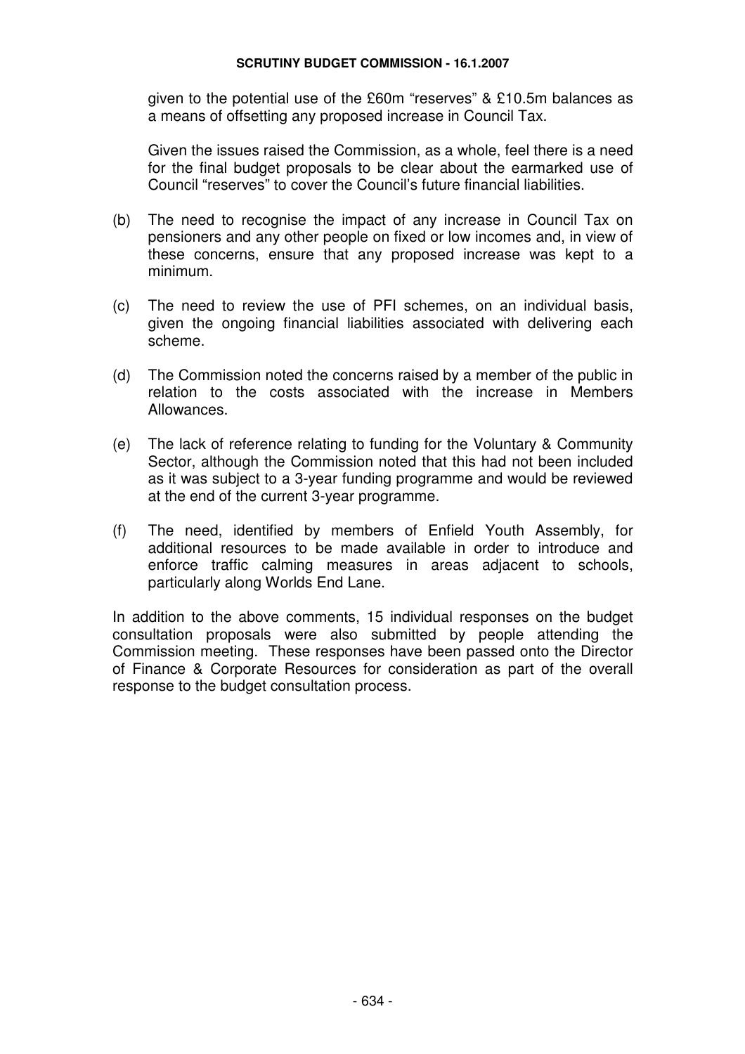given to the potential use of the £60m "reserves" & £10.5m balances as a means of offsetting any proposed increase in Council Tax.

Given the issues raised the Commission, as a whole, feel there is a need for the final budget proposals to be clear about the earmarked use of Council "reserves" to cover the Council's future financial liabilities.

(b) The need to recognise the impact of any increase in Council Tax on pensioners and any other people on fixed or low incomes and, in view of these concerns, ensure that any proposed increase was kept to a minimum.

(c) The need to review the use of PFI schemes, on an individual basis, given the ongoing financial liabilities associated with delivering each scheme.

(d) The Commission noted the concerns raised by a member of the public in relation to the costs associated with the increase in Members Allowances.

(e) The lack of reference relating to funding for the Voluntary & Community Sector, although the Commission noted that this had not been included as it was subject to a 3-year funding programme and would be reviewed at the end of the current 3-year programme.

(f) The need, identified by members of Enfield Youth Assembly, for additional resources to be made available in order to introduce and enforce traffic calming measures in areas adjacent to schools, particularly along Worlds End Lane.

In addition to the above comments, 15 individual responses on the budget consultation proposals were also submitted by people attending the Commission meeting. These responses have been passed onto the Director of Finance & Corporate Resources for consideration as part of the overall response to the budget consultation process.